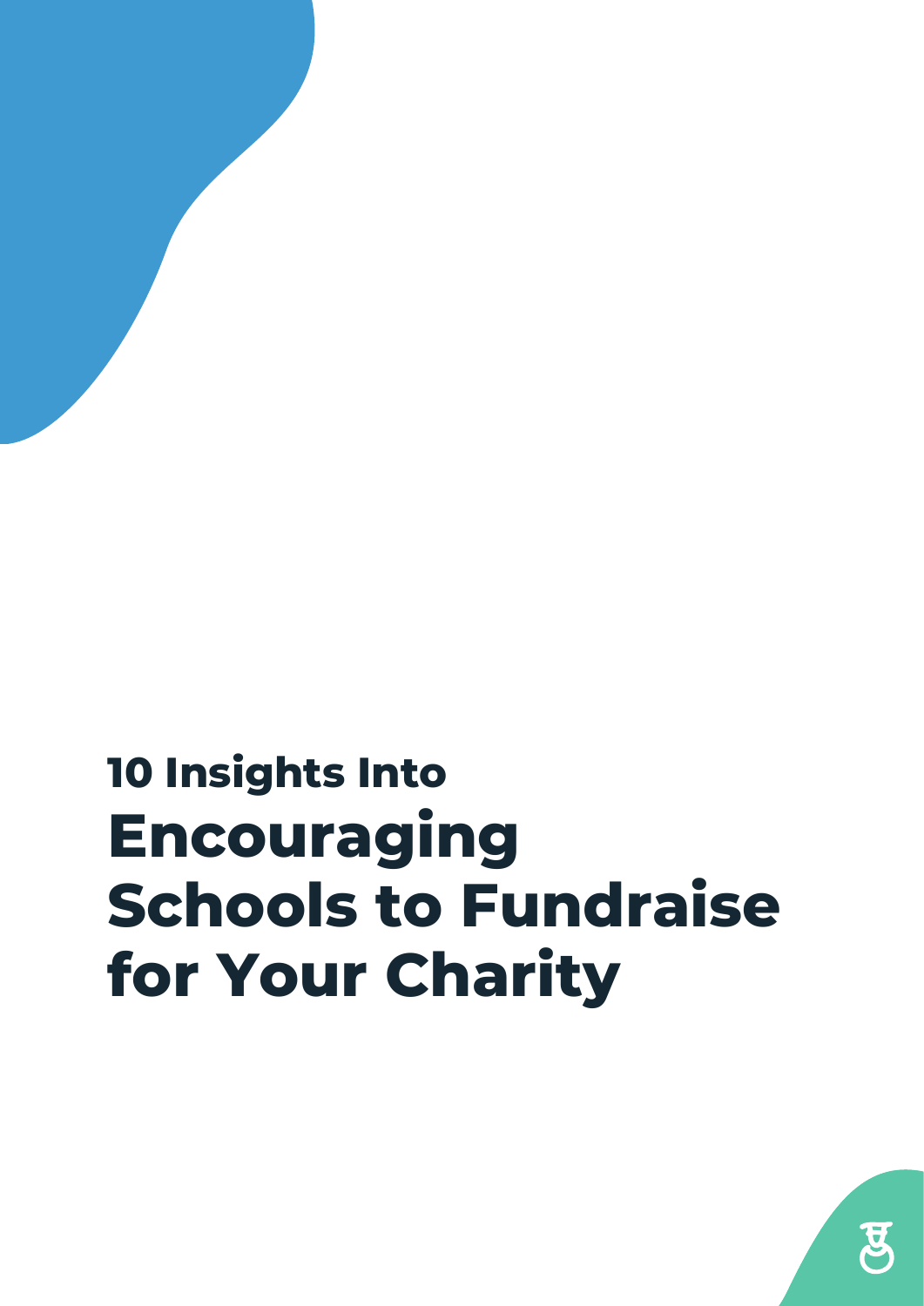**10 Insights Into**

# Encouraging Schools to Fundraise for Your Charity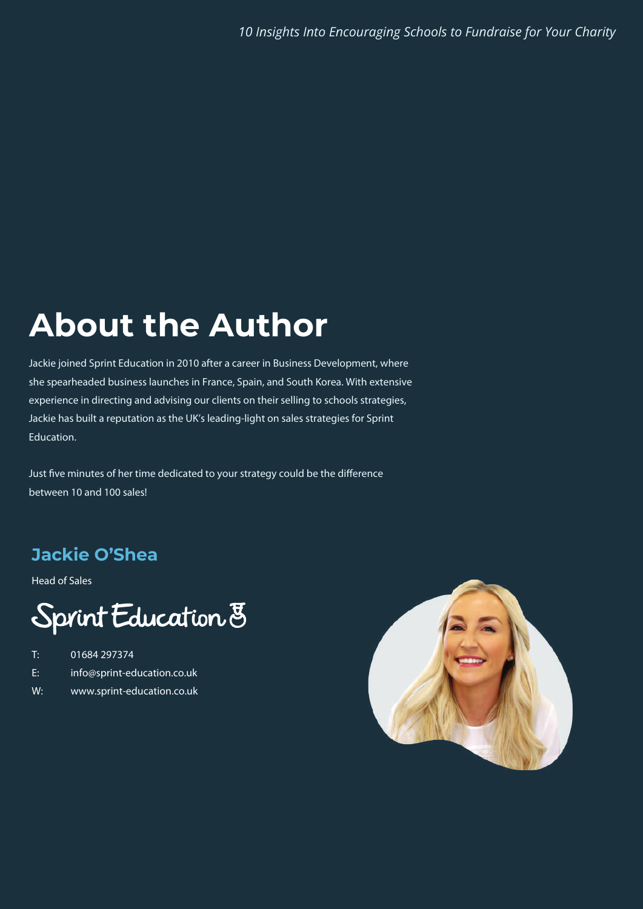# About the Author

Jackie joined Sprint Education in 2010 after a career in Business Development, where she spearheaded business launches in France, Spain, and South Korea. With extensive experience in directing and advising our clients on their selling to schools strategies, Jackie has built a reputation as the UK's leading-light on sales strategies for Sprint Education.

Just five minutes of her time dedicated to your strategy could be the difference between 10 and 100 sales!

## Jackie O'Shea

Head of Sales

Sprint Education

T: 01684 297374
E: info@sprint-education.co.uk
W: www.sprint-education.co.uk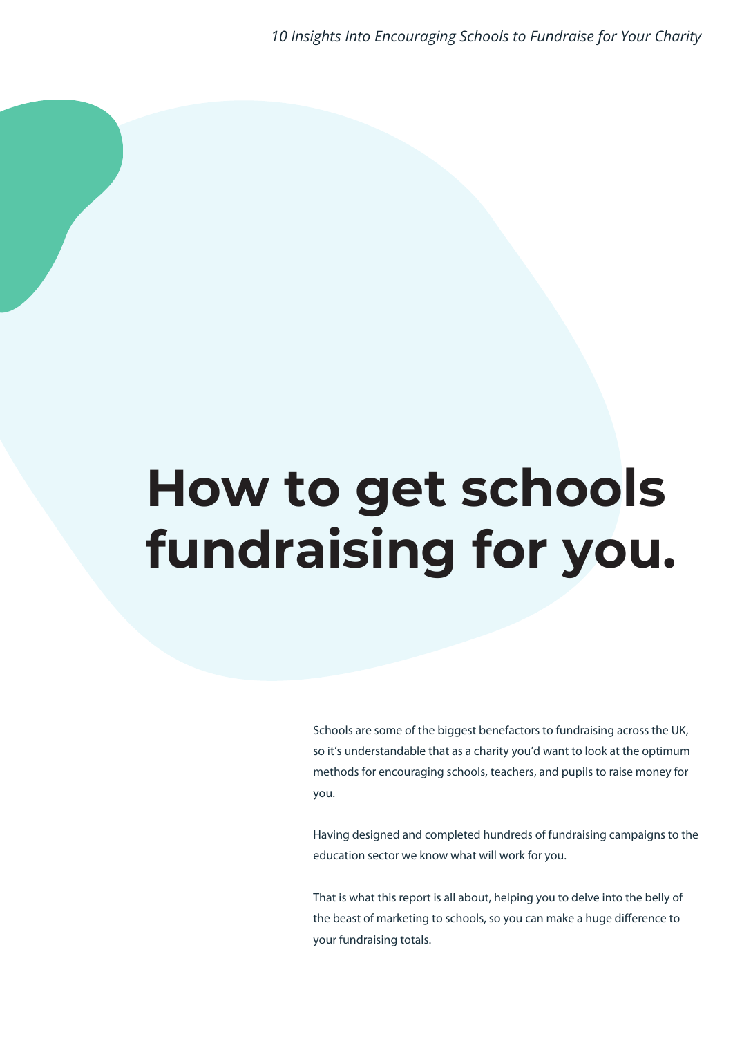# How to get schools fundraising for you.

Schools are some of the biggest benefactors to fundraising across the UK, so it's understandable that as a charity you'd want to look at the optimum methods for encouraging schools, teachers, and pupils to raise money for you.

Having designed and completed hundreds of fundraising campaigns to the education sector we know what will work for you.

That is what this report is all about, helping you to delve into the belly of the beast of marketing to schools, so you can make a huge difference to your fundraising totals.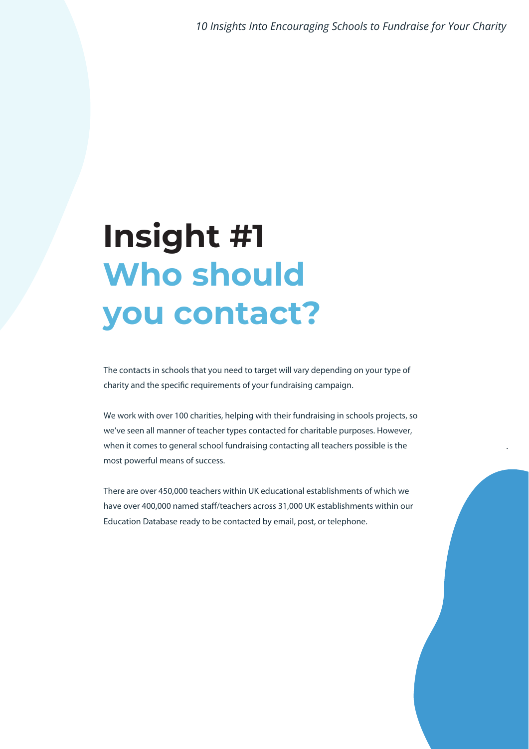# Insight #1
## Who should you contact?

The contacts in schools that you need to target will vary depending on your type of charity and the specific requirements of your fundraising campaign.

We work with over 100 charities, helping with their fundraising in schools projects, so we've seen all manner of teacher types contacted for charitable purposes. However, when it comes to general school fundraising contacting all teachers possible is the most powerful means of success.

There are over 450,000 teachers within UK educational establishments of which we have over 400,000 named staff/teachers across 31,000 UK establishments within our Education Database ready to be contacted by email, post, or telephone.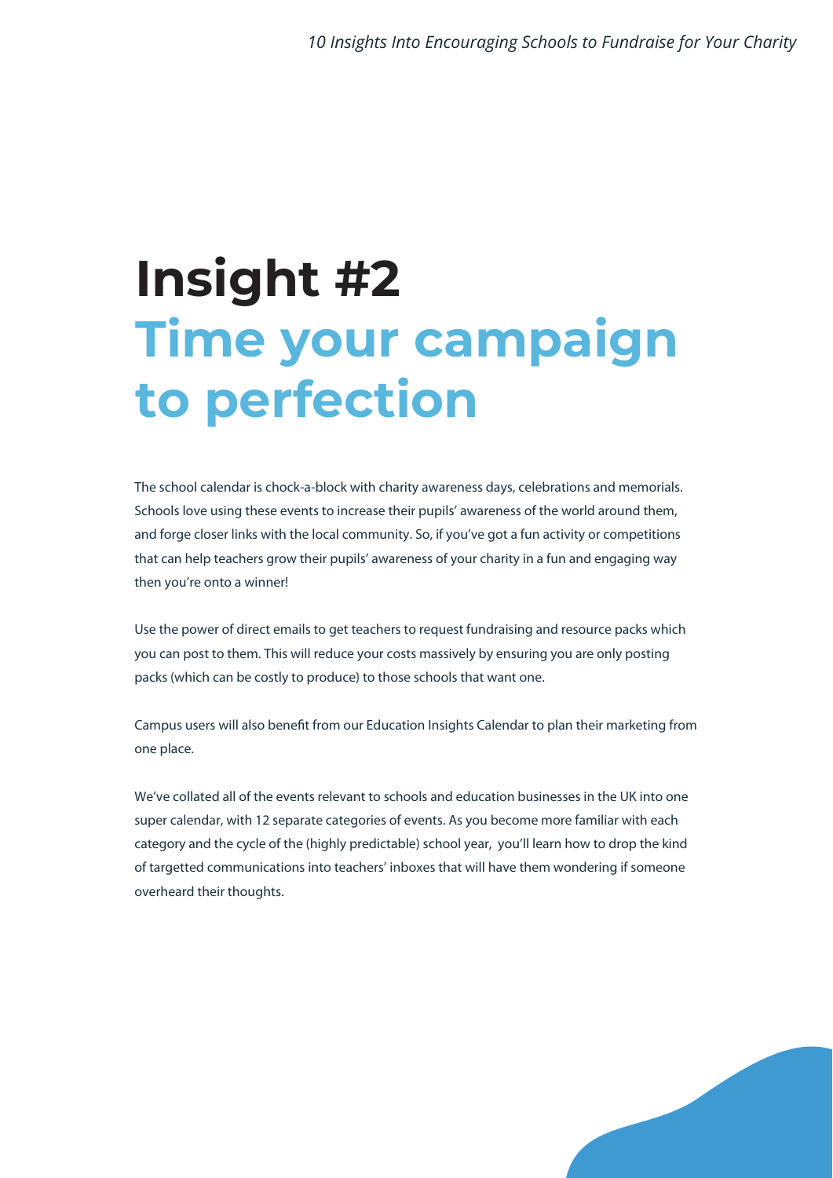# Insight #2
## Time your campaign to perfection

The school calendar is chock-a-block with charity awareness days, celebrations and memorials. Schools love using these events to increase their pupils' awareness of the world around them, and forge closer links with the local community. So, if you've got a fun activity or competitions that can help teachers grow their pupils' awareness of your charity in a fun and engaging way then you're onto a winner!

Use the power of direct emails to get teachers to request fundraising and resource packs which you can post to them. This will reduce your costs massively by ensuring you are only posting packs (which can be costly to produce) to those schools that want one.

Campus users will also benefit from our Education Insights Calendar to plan their marketing from one place.

We've collated all of the events relevant to schools and education businesses in the UK into one super calendar, with 12 separate categories of events. As you become more familiar with each category and the cycle of the (highly predictable) school year, you'll learn how to drop the kind of targetted communications into teachers' inboxes that will have them wondering if someone overheard their thoughts.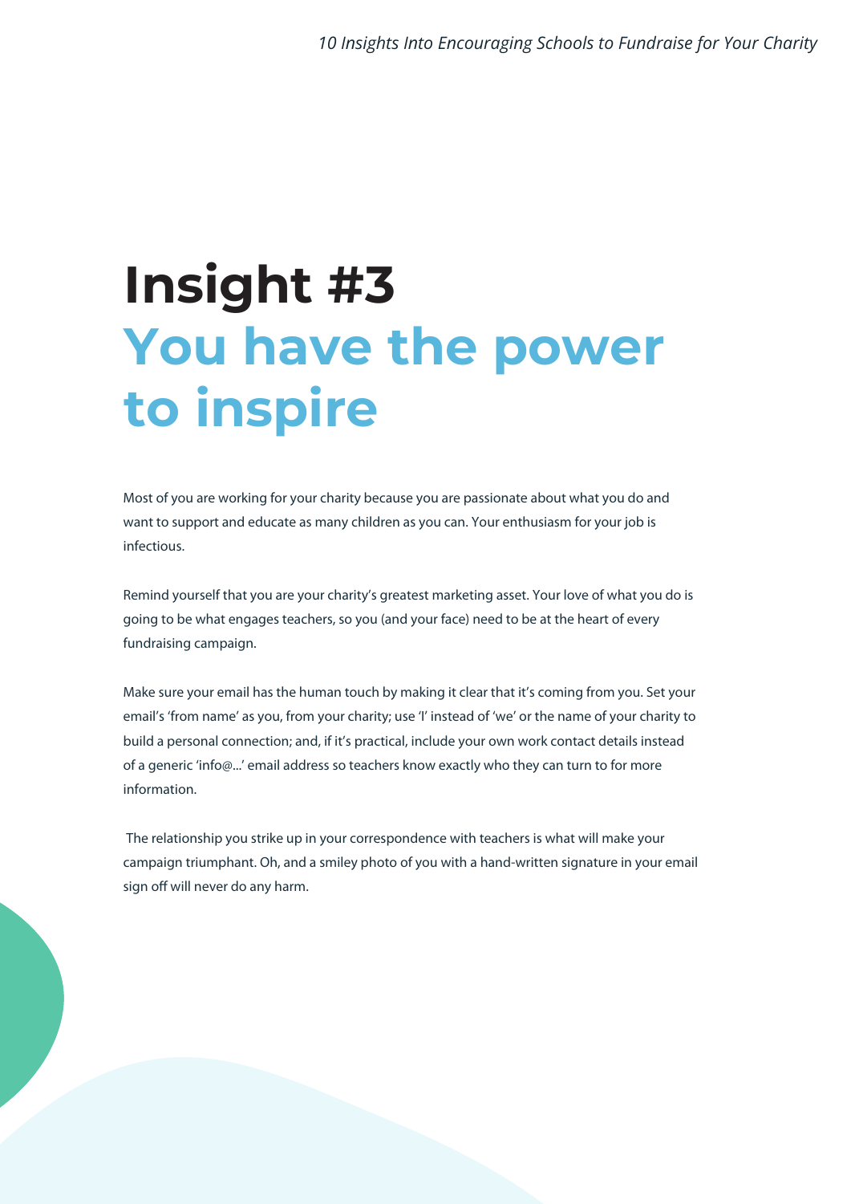# Insight #3
## You have the power to inspire

Most of you are working for your charity because you are passionate about what you do and want to support and educate as many children as you can. Your enthusiasm for your job is infectious.

Remind yourself that you are your charity's greatest marketing asset. Your love of what you do is going to be what engages teachers, so you (and your face) need to be at the heart of every fundraising campaign.

Make sure your email has the human touch by making it clear that it's coming from you. Set your email's 'from name' as you, from your charity; use 'I' instead of 'we' or the name of your charity to build a personal connection; and, if it's practical, include your own work contact details instead of a generic 'info@...' email address so teachers know exactly who they can turn to for more information.

The relationship you strike up in your correspondence with teachers is what will make your campaign triumphant. Oh, and a smiley photo of you with a hand-written signature in your email sign off will never do any harm.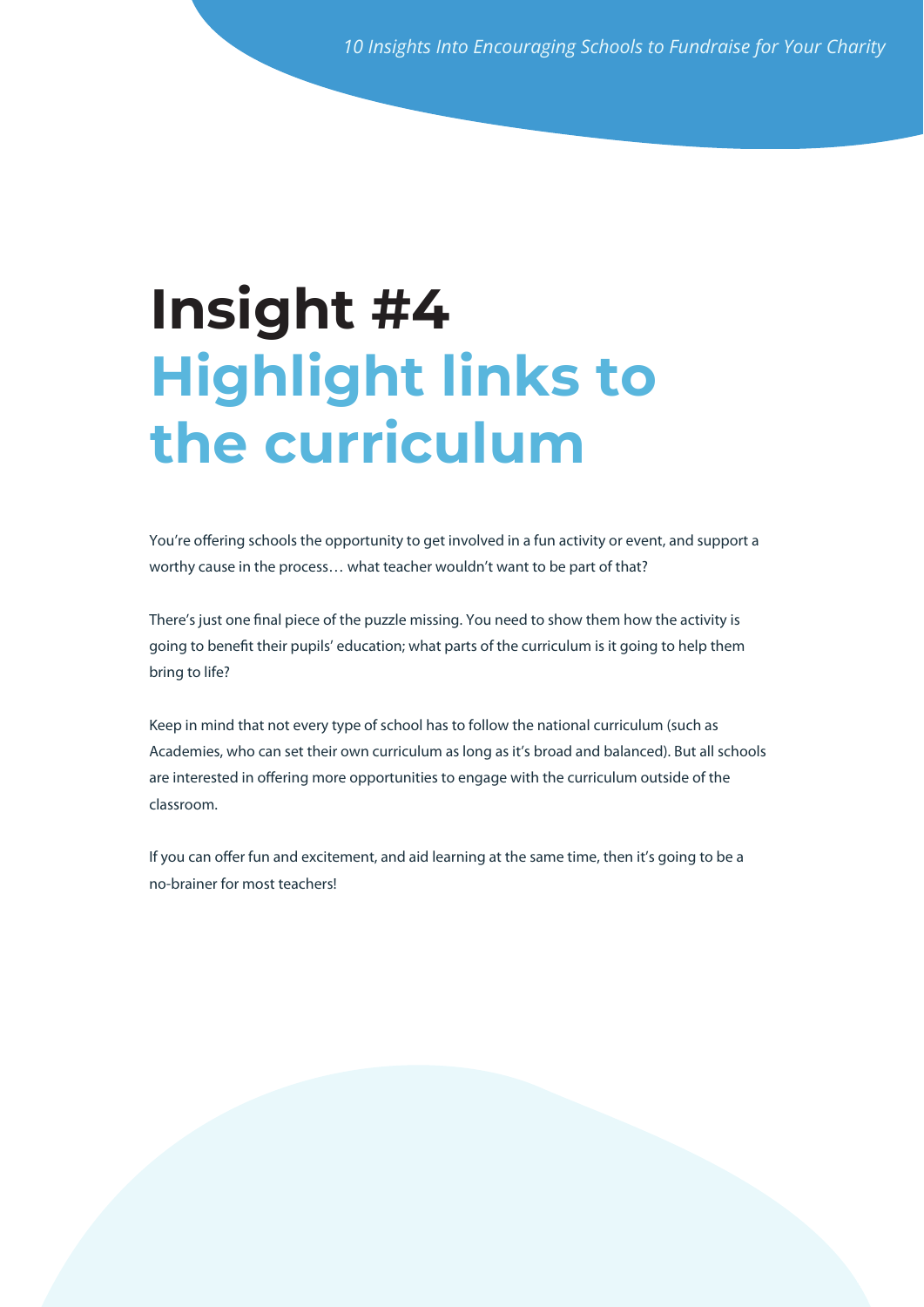# Insight #4
# Highlight links to the curriculum

You're offering schools the opportunity to get involved in a fun activity or event, and support a worthy cause in the process… what teacher wouldn't want to be part of that?

There's just one final piece of the puzzle missing. You need to show them how the activity is going to benefit their pupils' education; what parts of the curriculum is it going to help them bring to life?

Keep in mind that not every type of school has to follow the national curriculum (such as Academies, who can set their own curriculum as long as it's broad and balanced). But all schools are interested in offering more opportunities to engage with the curriculum outside of the classroom.

If you can offer fun and excitement, and aid learning at the same time, then it's going to be a no-brainer for most teachers!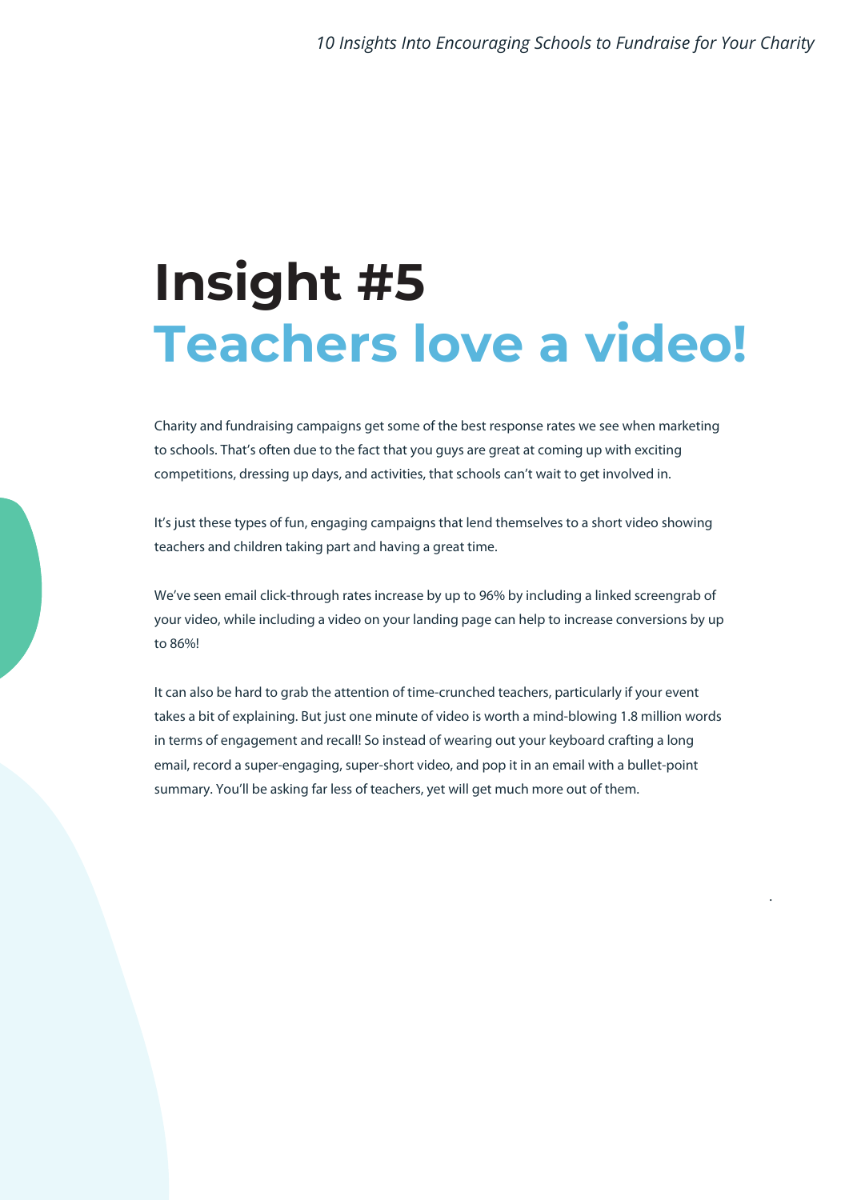# Insight #5
## Teachers love a video!

Charity and fundraising campaigns get some of the best response rates we see when marketing to schools. That's often due to the fact that you guys are great at coming up with exciting competitions, dressing up days, and activities, that schools can't wait to get involved in.

It's just these types of fun, engaging campaigns that lend themselves to a short video showing teachers and children taking part and having a great time.

We've seen email click-through rates increase by up to 96% by including a linked screengrab of your video, while including a video on your landing page can help to increase conversions by up to 86%!

It can also be hard to grab the attention of time-crunched teachers, particularly if your event takes a bit of explaining. But just one minute of video is worth a mind-blowing 1.8 million words in terms of engagement and recall! So instead of wearing out your keyboard crafting a long email, record a super-engaging, super-short video, and pop it in an email with a bullet-point summary. You'll be asking far less of teachers, yet will get much more out of them.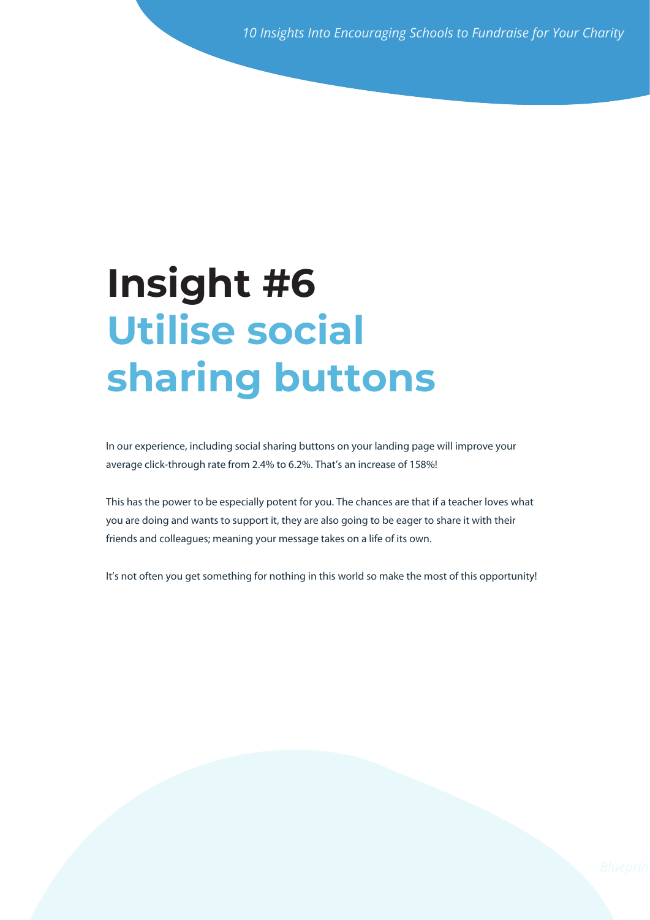# Insight #6
## Utilise social sharing buttons

In our experience, including social sharing buttons on your landing page will improve your average click-through rate from 2.4% to 6.2%. That's an increase of 158%!

This has the power to be especially potent for you. The chances are that if a teacher loves what you are doing and wants to support it, they are also going to be eager to share it with their friends and colleagues; meaning your message takes on a life of its own.

It's not often you get something for nothing in this world so make the most of this opportunity!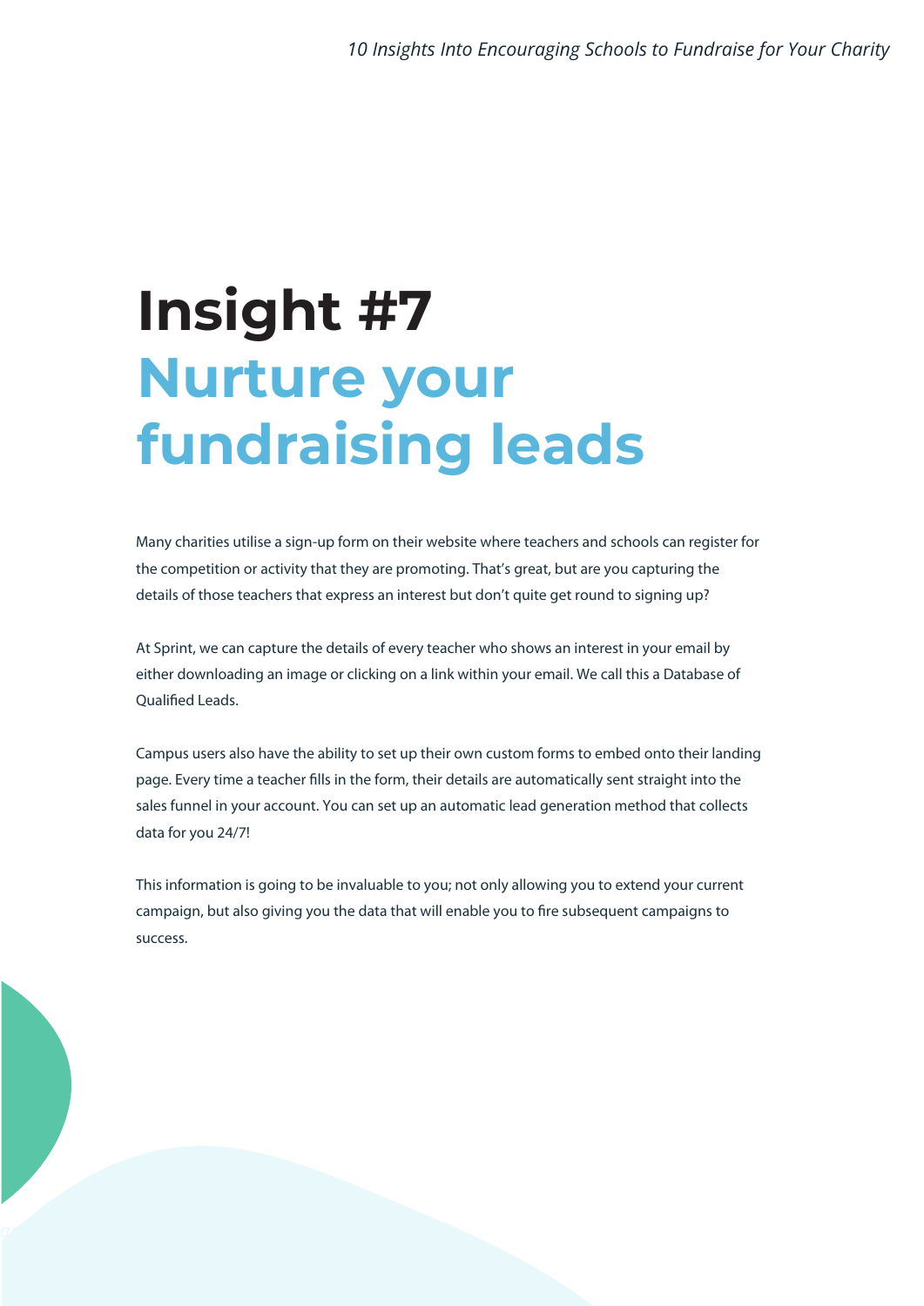# Insight #7

## Nurture your fundraising leads

Many charities utilise a sign-up form on their website where teachers and schools can register for the competition or activity that they are promoting. That's great, but are you capturing the details of those teachers that express an interest but don't quite get round to signing up?

At Sprint, we can capture the details of every teacher who shows an interest in your email by either downloading an image or clicking on a link within your email. We call this a Database of Qualified Leads.

Campus users also have the ability to set up their own custom forms to embed onto their landing page. Every time a teacher fills in the form, their details are automatically sent straight into the sales funnel in your account. You can set up an automatic lead generation method that collects data for you 24/7!

This information is going to be invaluable to you; not only allowing you to extend your current campaign, but also giving you the data that will enable you to fire subsequent campaigns to success.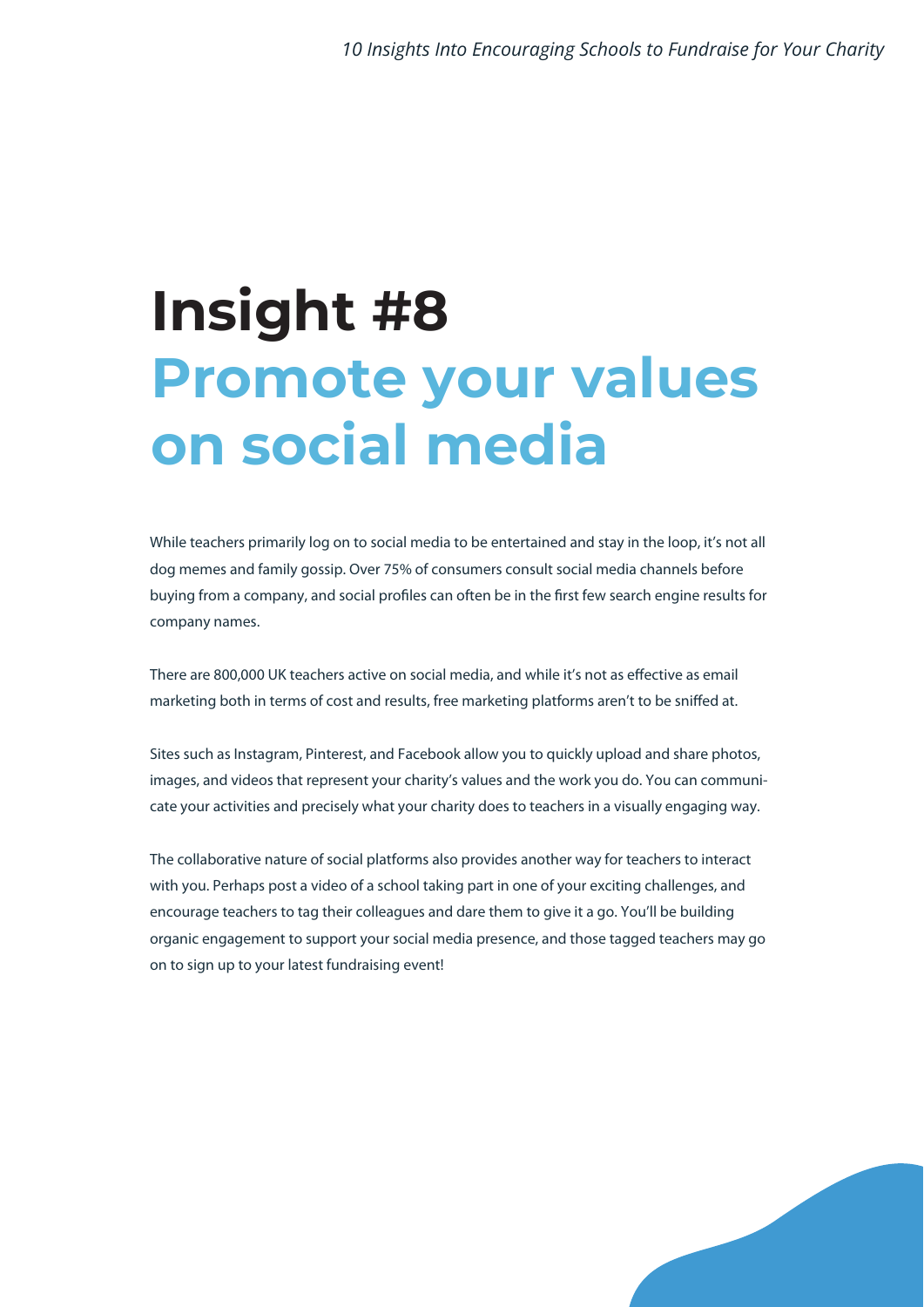# Insight #8
# Promote your values on social media

While teachers primarily log on to social media to be entertained and stay in the loop, it's not all dog memes and family gossip. Over 75% of consumers consult social media channels before buying from a company, and social profiles can often be in the first few search engine results for company names.

There are 800,000 UK teachers active on social media, and while it's not as effective as email marketing both in terms of cost and results, free marketing platforms aren't to be sniffed at.

Sites such as Instagram, Pinterest, and Facebook allow you to quickly upload and share photos, images, and videos that represent your charity's values and the work you do. You can communicate your activities and precisely what your charity does to teachers in a visually engaging way.

The collaborative nature of social platforms also provides another way for teachers to interact with you. Perhaps post a video of a school taking part in one of your exciting challenges, and encourage teachers to tag their colleagues and dare them to give it a go. You'll be building organic engagement to support your social media presence, and those tagged teachers may go on to sign up to your latest fundraising event!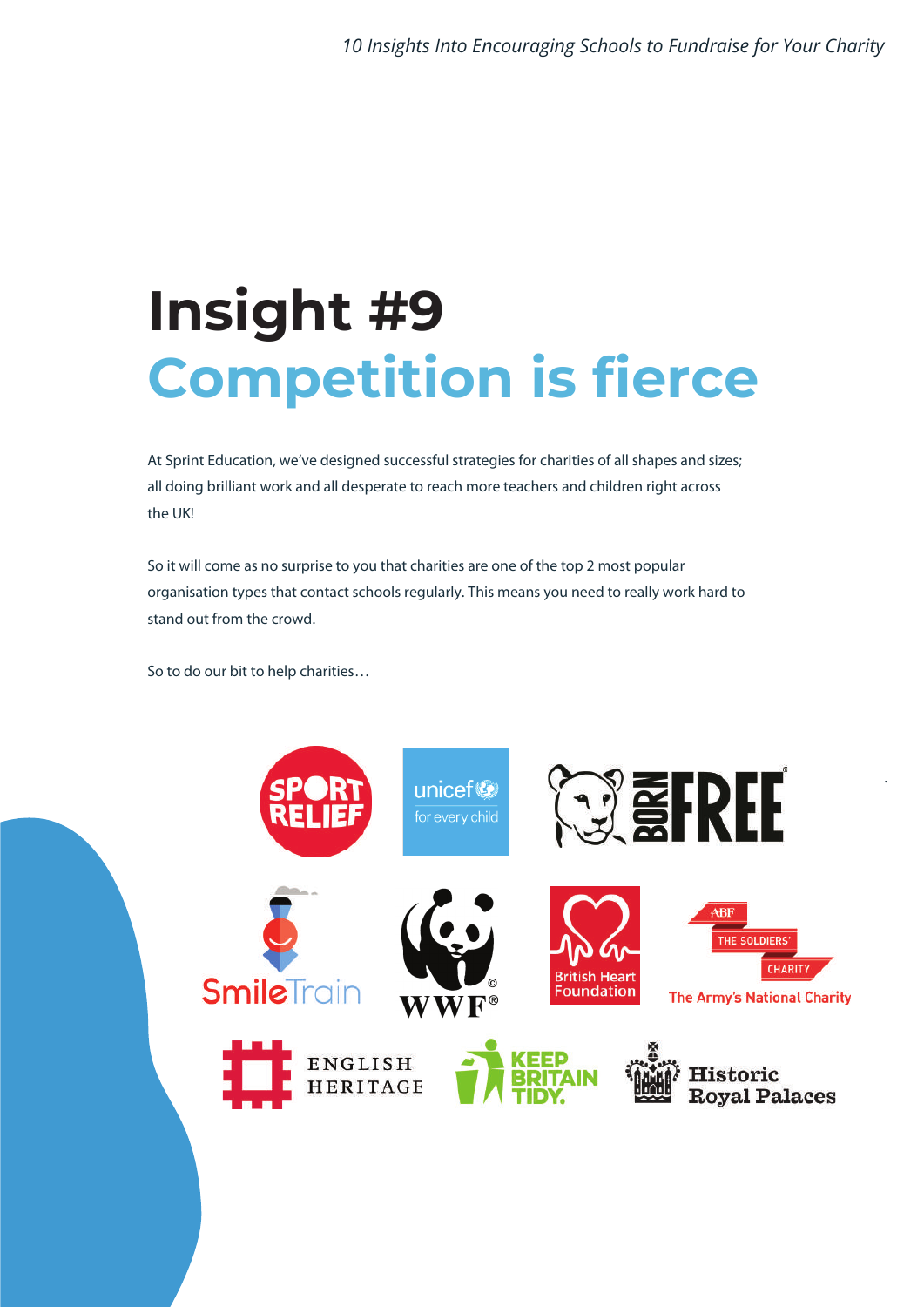# Insight #9

## Competition is fierce

At Sprint Education, we've designed successful strategies for charities of all shapes and sizes; all doing brilliant work and all desperate to reach more teachers and children right across the UK!

So it will come as no surprise to you that charities are one of the top 2 most popular organisation types that contact schools regularly. This means you need to really work hard to stand out from the crowd.

So to do our bit to help charities…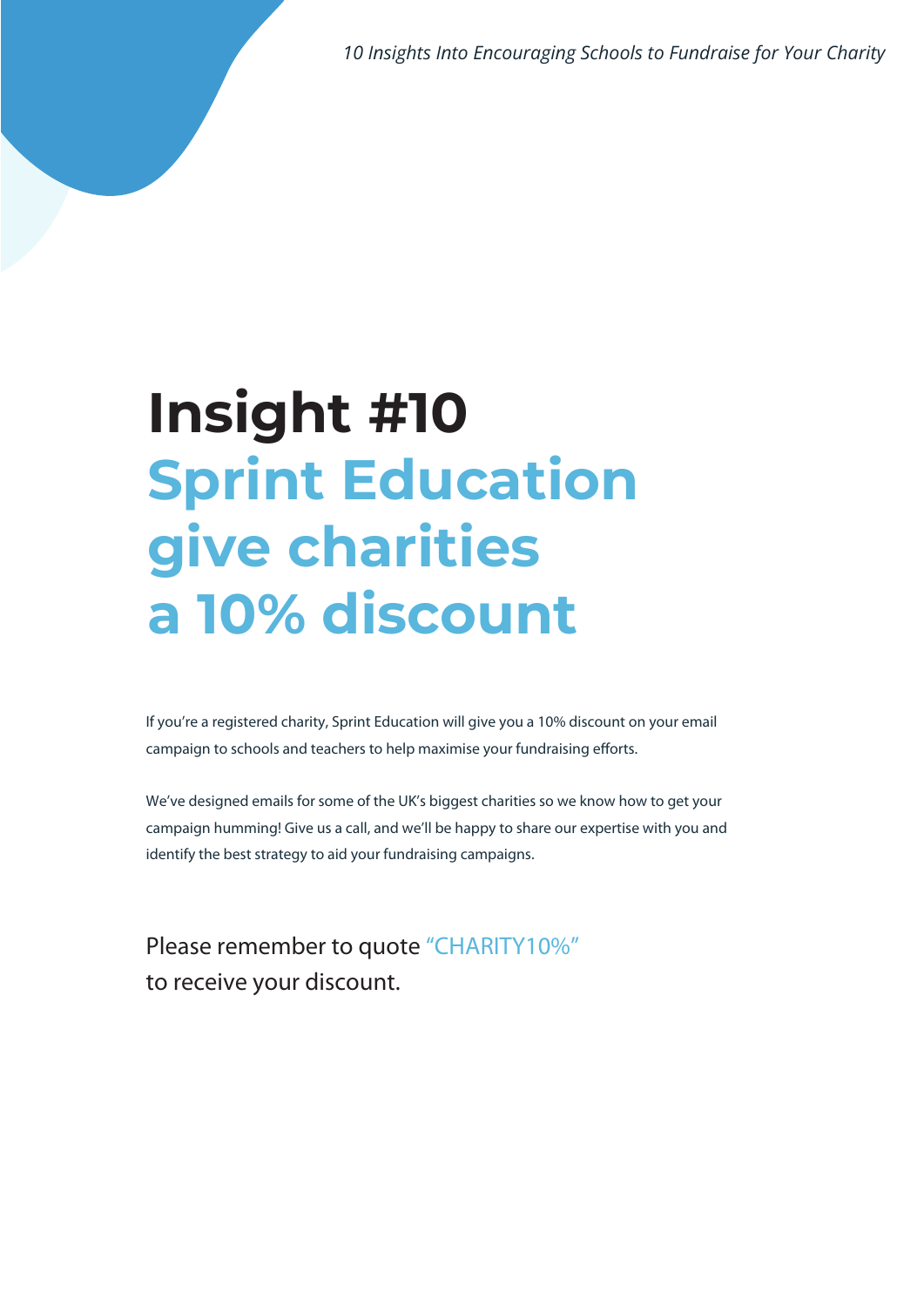# Insight #10 Sprint Education give charities a 10% discount

If you're a registered charity, Sprint Education will give you a 10% discount on your email campaign to schools and teachers to help maximise your fundraising efforts.

We've designed emails for some of the UK's biggest charities so we know how to get your campaign humming! Give us a call, and we'll be happy to share our expertise with you and identify the best strategy to aid your fundraising campaigns.

Please remember to quote "CHARITY10%" to receive your discount.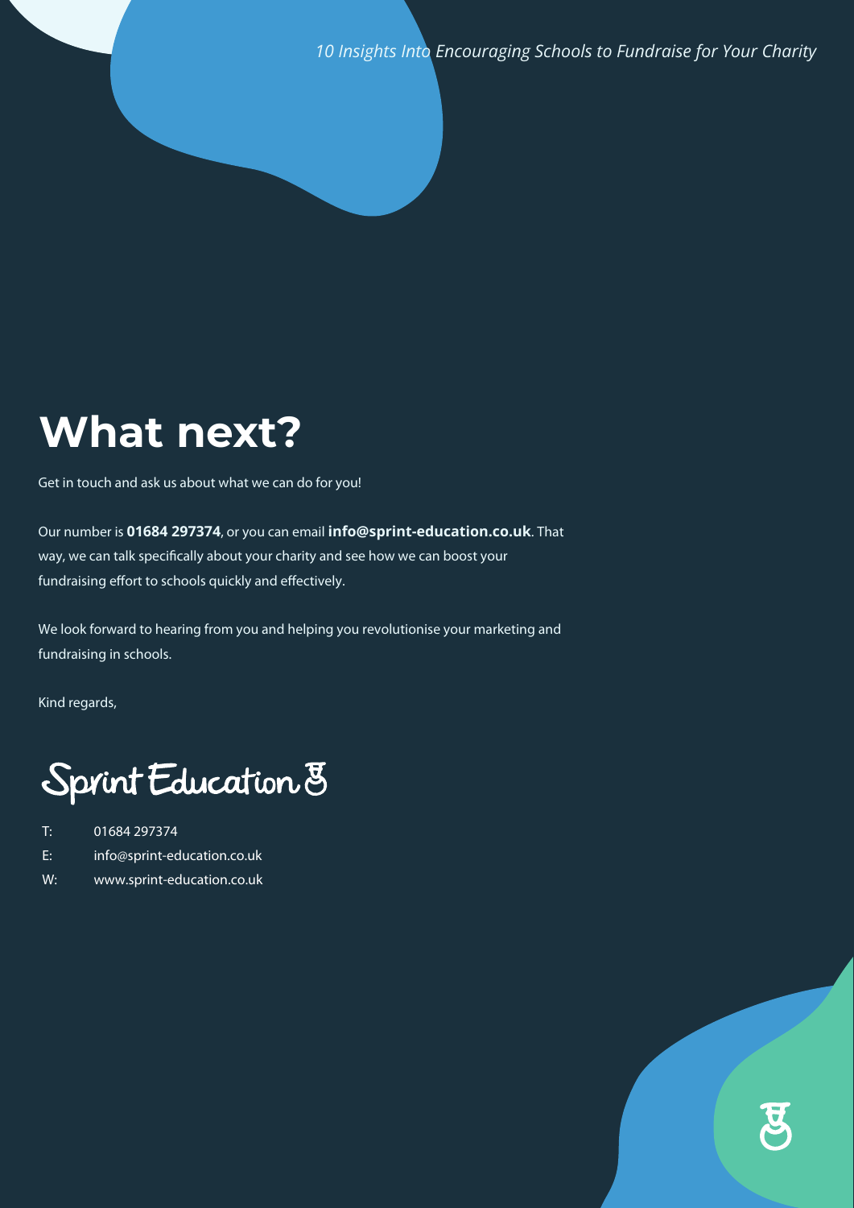# What next?

Get in touch and ask us about what we can do for you!

Our number is **01684 297374**, or you can email **info@sprint-education.co.uk**. That way, we can talk specifically about your charity and see how we can boost your fundraising effort to schools quickly and effectively.

We look forward to hearing from you and helping you revolutionise your marketing and fundraising in schools.

Kind regards,

Sprint Education

T: 01684 297374
E: info@sprint-education.co.uk
W: www.sprint-education.co.uk